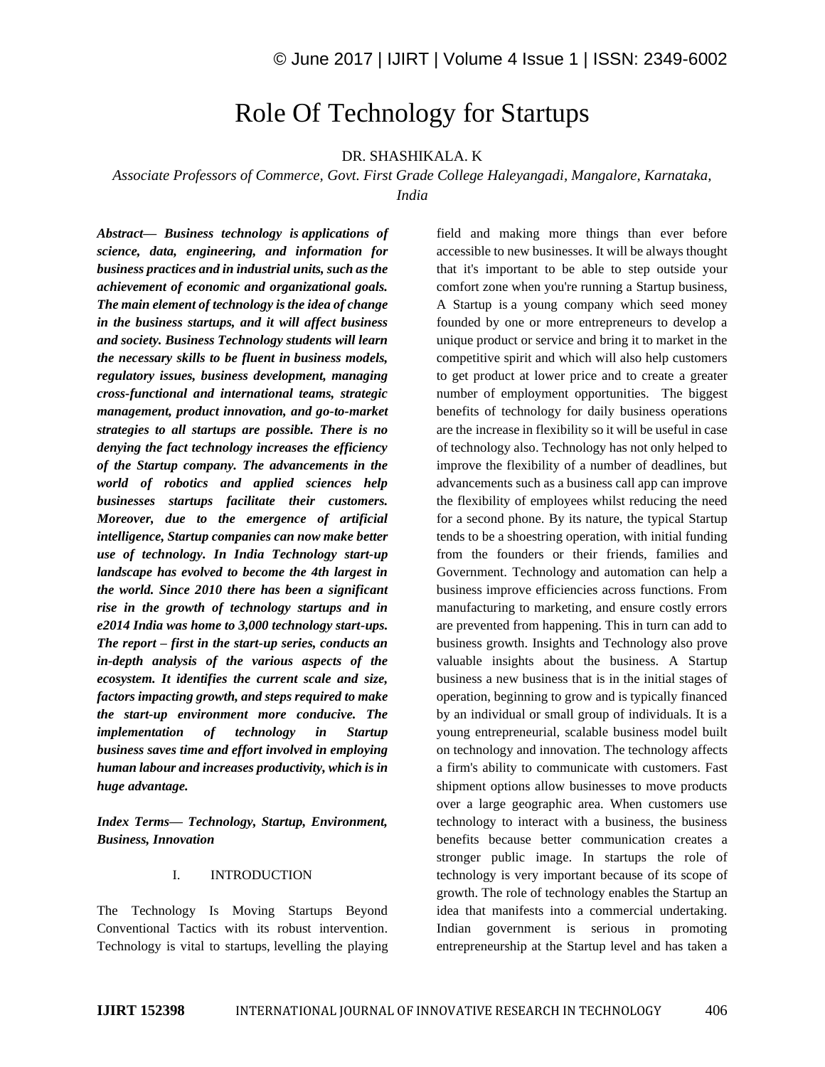# Role Of Technology for Startups

DR. SHASHIKALA. K

*Associate Professors of Commerce, Govt. First Grade College Haleyangadi, Mangalore, Karnataka, India*

***Abstract*— *Business technology is applications of science, data, engineering, and information for business practices and in industrial units, such as the achievement of economic and organizational goals. The main element of technology is the idea of change in the business startups, and it will affect business and society. Business Technology students will learn the necessary skills to be fluent in business models, regulatory issues, business development, managing cross-functional and international teams, strategic management, product innovation, and go-to-market strategies to all startups are possible. There is no denying the fact technology increases the efficiency of the Startup company. The advancements in the world of robotics and applied sciences help businesses startups facilitate their customers. Moreover, due to the emergence of artificial intelligence, Startup companies can now make better use of technology. In India Technology start-up landscape has evolved to become the 4th largest in the world. Since 2010 there has been a significant rise in the growth of technology startups and in e2014 India was home to 3,000 technology start-ups. The report – first in the start-up series, conducts an in-depth analysis of the various aspects of the ecosystem. It identifies the current scale and size, factors impacting growth, and steps required to make the start-up environment more conducive. The implementation of technology in Startup business saves time and effort involved in employing human labour and increases productivity, which is in huge advantage.***

***Index Terms*— *Technology, Startup, Environment, Business, Innovation***

## I. INTRODUCTION

The Technology Is Moving Startups Beyond Conventional Tactics with its robust intervention. Technology is vital to startups, levelling the playing field and making more things than ever before accessible to new businesses. It will be always thought that it's important to be able to step outside your comfort zone when you're running a Startup business, A Startup is a young company which seed money founded by one or more entrepreneurs to develop a unique product or service and bring it to market in the competitive spirit and which will also help customers to get product at lower price and to create a greater number of employment opportunities. The biggest benefits of technology for daily business operations are the increase in flexibility so it will be useful in case of technology also. Technology has not only helped to improve the flexibility of a number of deadlines, but advancements such as a business call app can improve the flexibility of employees whilst reducing the need for a second phone. By its nature, the typical Startup tends to be a shoestring operation, with initial funding from the founders or their friends, families and Government. Technology and automation can help a business improve efficiencies across functions. From manufacturing to marketing, and ensure costly errors are prevented from happening. This in turn can add to business growth. Insights and Technology also prove valuable insights about the business. A Startup business a new business that is in the initial stages of operation, beginning to grow and is typically financed by an individual or small group of individuals. It is a young entrepreneurial, scalable business model built on technology and innovation. The technology affects a firm's ability to communicate with customers. Fast shipment options allow businesses to move products over a large geographic area. When customers use technology to interact with a business, the business benefits because better communication creates a stronger public image. In startups the role of technology is very important because of its scope of growth. The role of technology enables the Startup an idea that manifests into a commercial undertaking. Indian government is serious in promoting entrepreneurship at the Startup level and has taken a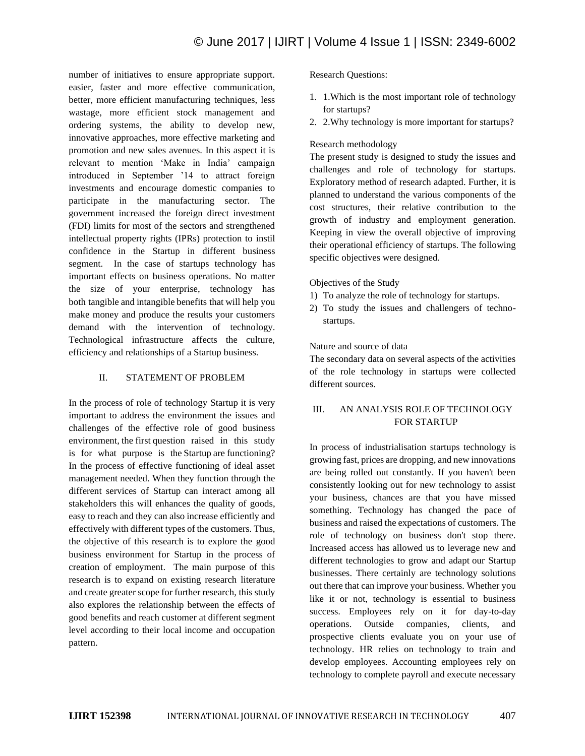number of initiatives to ensure appropriate support. easier, faster and more effective communication, better, more efficient manufacturing techniques, less wastage, more efficient stock management and ordering systems, the ability to develop new, innovative approaches, more effective marketing and promotion and new sales avenues. In this aspect it is relevant to mention 'Make in India' campaign introduced in September '14 to attract foreign investments and encourage domestic companies to participate in the manufacturing sector. The government increased the foreign direct investment (FDI) limits for most of the sectors and strengthened intellectual property rights (IPRs) protection to instil confidence in the Startup in different business segment. In the case of startups technology has important effects on business operations. No matter the size of your enterprise, technology has both tangible and intangible benefits that will help you make money and produce the results your customers demand with the intervention of technology. Technological infrastructure affects the culture, efficiency and relationships of a Startup business.

## II. STATEMENT OF PROBLEM

In the process of role of technology Startup it is very important to address the environment the issues and challenges of the effective role of good business environment, the first question raised in this study is for what purpose is the Startup are functioning? In the process of effective functioning of ideal asset management needed. When they function through the different services of Startup can interact among all stakeholders this will enhances the quality of goods, easy to reach and they can also increase efficiently and effectively with different types of the customers. Thus, the objective of this research is to explore the good business environment for Startup in the process of creation of employment. The main purpose of this research is to expand on existing research literature and create greater scope for further research, this study also explores the relationship between the effects of good benefits and reach customer at different segment level according to their local income and occupation pattern.

Research Questions:

1. 1.Which is the most important role of technology for startups?
2. 2.Why technology is more important for startups?

Research methodology

The present study is designed to study the issues and challenges and role of technology for startups. Exploratory method of research adapted. Further, it is planned to understand the various components of the cost structures, their relative contribution to the growth of industry and employment generation. Keeping in view the overall objective of improving their operational efficiency of startups. The following specific objectives were designed.

Objectives of the Study

1) To analyze the role of technology for startups.
2) To study the issues and challengers of techno-startups.

Nature and source of data

The secondary data on several aspects of the activities of the role technology in startups were collected different sources.

## III. AN ANALYSIS ROLE OF TECHNOLOGY FOR STARTUP

In process of industrialisation startups technology is growing fast, prices are dropping, and new innovations are being rolled out constantly. If you haven't been consistently looking out for new technology to assist your business, chances are that you have missed something. Technology has changed the pace of business and raised the expectations of customers. The role of technology on business don't stop there. Increased access has allowed us to leverage new and different technologies to grow and adapt our Startup businesses. There certainly are technology solutions out there that can improve your business. Whether you like it or not, technology is essential to business success. Employees rely on it for day-to-day operations. Outside companies, clients, and prospective clients evaluate you on your use of technology. HR relies on technology to train and develop employees. Accounting employees rely on technology to complete payroll and execute necessary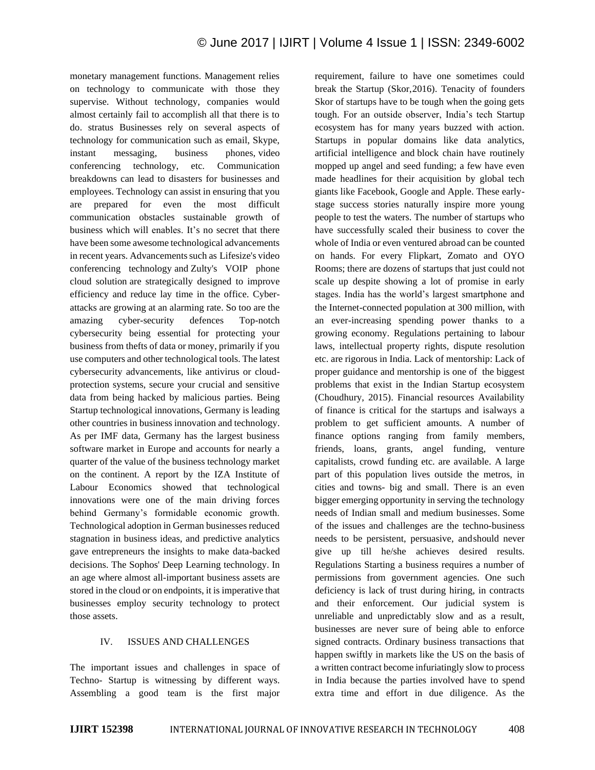monetary management functions. Management relies on technology to communicate with those they supervise. Without technology, companies would almost certainly fail to accomplish all that there is to do. stratus Businesses rely on several aspects of technology for communication such as email, Skype, instant messaging, business phones, video conferencing technology, etc. Communication breakdowns can lead to disasters for businesses and employees. Technology can assist in ensuring that you are prepared for even the most difficult communication obstacles sustainable growth of business which will enables. It's no secret that there have been some awesome technological advancements in recent years. Advancements such as Lifesize's video conferencing technology and Zulty's VOIP phone cloud solution are strategically designed to improve efficiency and reduce lay time in the office. Cyber-attacks are growing at an alarming rate. So too are the amazing cyber-security defences Top-notch cybersecurity being essential for protecting your business from thefts of data or money, primarily if you use computers and other technological tools. The latest cybersecurity advancements, like antivirus or cloud-protection systems, secure your crucial and sensitive data from being hacked by malicious parties. Being Startup technological innovations, Germany is leading other countries in business innovation and technology. As per IMF data, Germany has the largest business software market in Europe and accounts for nearly a quarter of the value of the business technology market on the continent. A report by the IZA Institute of Labour Economics showed that technological innovations were one of the main driving forces behind Germany's formidable economic growth. Technological adoption in German businesses reduced stagnation in business ideas, and predictive analytics gave entrepreneurs the insights to make data-backed decisions. The Sophos' Deep Learning technology. In an age where almost all-important business assets are stored in the cloud or on endpoints, it is imperative that businesses employ security technology to protect those assets.

## IV. ISSUES AND CHALLENGES

The important issues and challenges in space of Techno- Startup is witnessing by different ways. Assembling a good team is the first major requirement, failure to have one sometimes could break the Startup (Skor,2016). Tenacity of founders Skor of startups have to be tough when the going gets tough. For an outside observer, India's tech Startup ecosystem has for many years buzzed with action. Startups in popular domains like data analytics, artificial intelligence and block chain have routinely mopped up angel and seed funding; a few have even made headlines for their acquisition by global tech giants like Facebook, Google and Apple. These early-stage success stories naturally inspire more young people to test the waters. The number of startups who have successfully scaled their business to cover the whole of India or even ventured abroad can be counted on hands. For every Flipkart, Zomato and OYO Rooms; there are dozens of startups that just could not scale up despite showing a lot of promise in early stages. India has the world's largest smartphone and the Internet-connected population at 300 million, with an ever-increasing spending power thanks to a growing economy. Regulations pertaining to labour laws, intellectual property rights, dispute resolution etc. are rigorous in India. Lack of mentorship: Lack of proper guidance and mentorship is one of the biggest problems that exist in the Indian Startup ecosystem (Choudhury, 2015). Financial resources Availability of finance is critical for the startups and isalways a problem to get sufficient amounts. A number of finance options ranging from family members, friends, loans, grants, angel funding, venture capitalists, crowd funding etc. are available. A large part of this population lives outside the metros, in cities and towns- big and small. There is an even bigger emerging opportunity in serving the technology needs of Indian small and medium businesses. Some of the issues and challenges are the techno-business needs to be persistent, persuasive, andshould never give up till he/she achieves desired results. Regulations Starting a business requires a number of permissions from government agencies. One such deficiency is lack of trust during hiring, in contracts and their enforcement. Our judicial system is unreliable and unpredictably slow and as a result, businesses are never sure of being able to enforce signed contracts. Ordinary business transactions that happen swiftly in markets like the US on the basis of a written contract become infuriatingly slow to process in India because the parties involved have to spend extra time and effort in due diligence. As the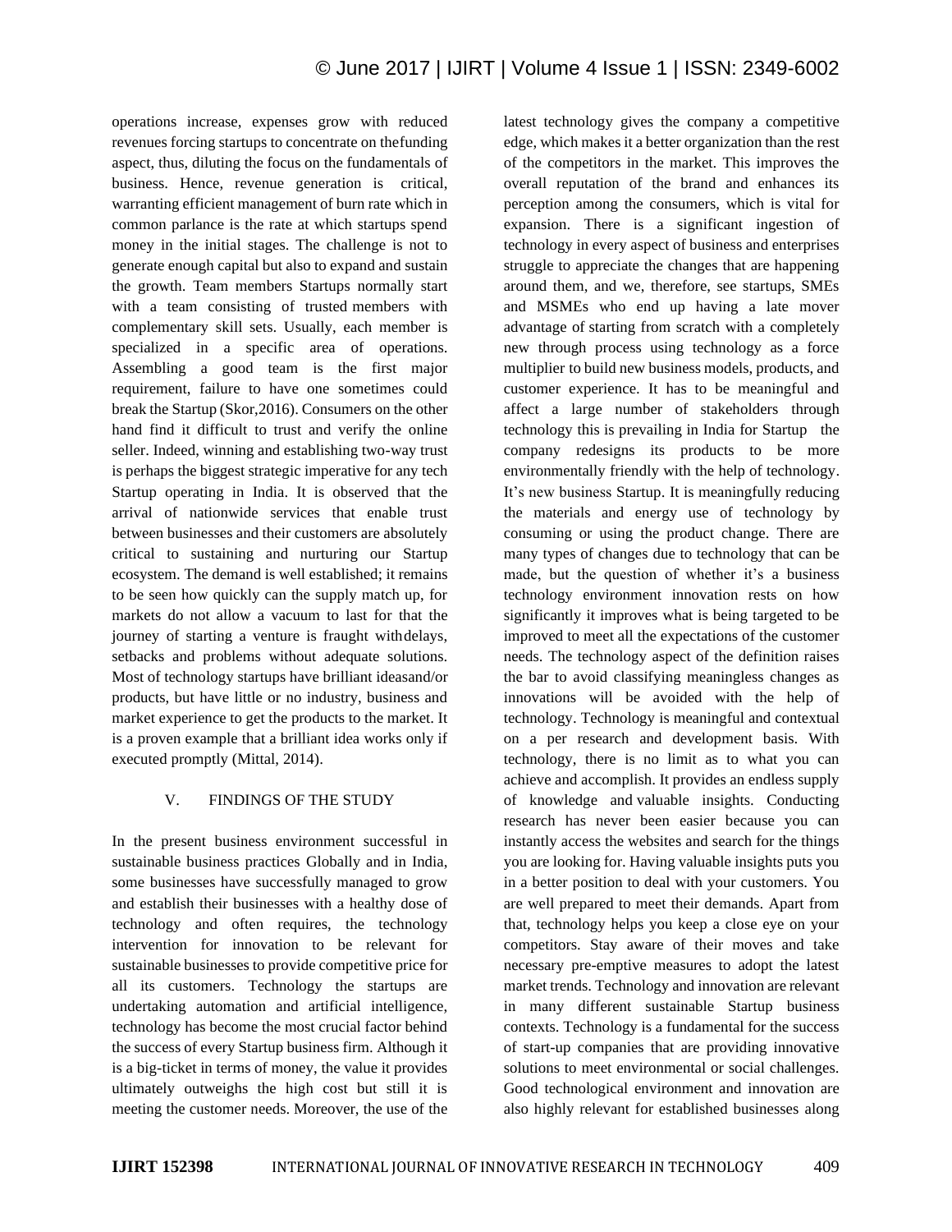operations increase, expenses grow with reduced revenues forcing startups to concentrate on thefunding aspect, thus, diluting the focus on the fundamentals of business. Hence, revenue generation is critical, warranting efficient management of burn rate which in common parlance is the rate at which startups spend money in the initial stages. The challenge is not to generate enough capital but also to expand and sustain the growth. Team members Startups normally start with a team consisting of trusted members with complementary skill sets. Usually, each member is specialized in a specific area of operations. Assembling a good team is the first major requirement, failure to have one sometimes could break the Startup (Skor,2016). Consumers on the other hand find it difficult to trust and verify the online seller. Indeed, winning and establishing two-way trust is perhaps the biggest strategic imperative for any tech Startup operating in India. It is observed that the arrival of nationwide services that enable trust between businesses and their customers are absolutely critical to sustaining and nurturing our Startup ecosystem. The demand is well established; it remains to be seen how quickly can the supply match up, for markets do not allow a vacuum to last for that the journey of starting a venture is fraught withdelays, setbacks and problems without adequate solutions. Most of technology startups have brilliant ideasand/or products, but have little or no industry, business and market experience to get the products to the market. It is a proven example that a brilliant idea works only if executed promptly (Mittal, 2014).

## V. FINDINGS OF THE STUDY

In the present business environment successful in sustainable business practices Globally and in India, some businesses have successfully managed to grow and establish their businesses with a healthy dose of technology and often requires, the technology intervention for innovation to be relevant for sustainable businesses to provide competitive price for all its customers. Technology the startups are undertaking automation and artificial intelligence, technology has become the most crucial factor behind the success of every Startup business firm. Although it is a big-ticket in terms of money, the value it provides ultimately outweighs the high cost but still it is meeting the customer needs. Moreover, the use of the latest technology gives the company a competitive edge, which makes it a better organization than the rest of the competitors in the market. This improves the overall reputation of the brand and enhances its perception among the consumers, which is vital for expansion. There is a significant ingestion of technology in every aspect of business and enterprises struggle to appreciate the changes that are happening around them, and we, therefore, see startups, SMEs and MSMEs who end up having a late mover advantage of starting from scratch with a completely new through process using technology as a force multiplier to build new business models, products, and customer experience. It has to be meaningful and affect a large number of stakeholders through technology this is prevailing in India for Startup the company redesigns its products to be more environmentally friendly with the help of technology. It's new business Startup. It is meaningfully reducing the materials and energy use of technology by consuming or using the product change. There are many types of changes due to technology that can be made, but the question of whether it's a business technology environment innovation rests on how significantly it improves what is being targeted to be improved to meet all the expectations of the customer needs. The technology aspect of the definition raises the bar to avoid classifying meaningless changes as innovations will be avoided with the help of technology. Technology is meaningful and contextual on a per research and development basis. With technology, there is no limit as to what you can achieve and accomplish. It provides an endless supply of knowledge and valuable insights. Conducting research has never been easier because you can instantly access the websites and search for the things you are looking for. Having valuable insights puts you in a better position to deal with your customers. You are well prepared to meet their demands. Apart from that, technology helps you keep a close eye on your competitors. Stay aware of their moves and take necessary pre-emptive measures to adopt the latest market trends. Technology and innovation are relevant in many different sustainable Startup business contexts. Technology is a fundamental for the success of start-up companies that are providing innovative solutions to meet environmental or social challenges. Good technological environment and innovation are also highly relevant for established businesses along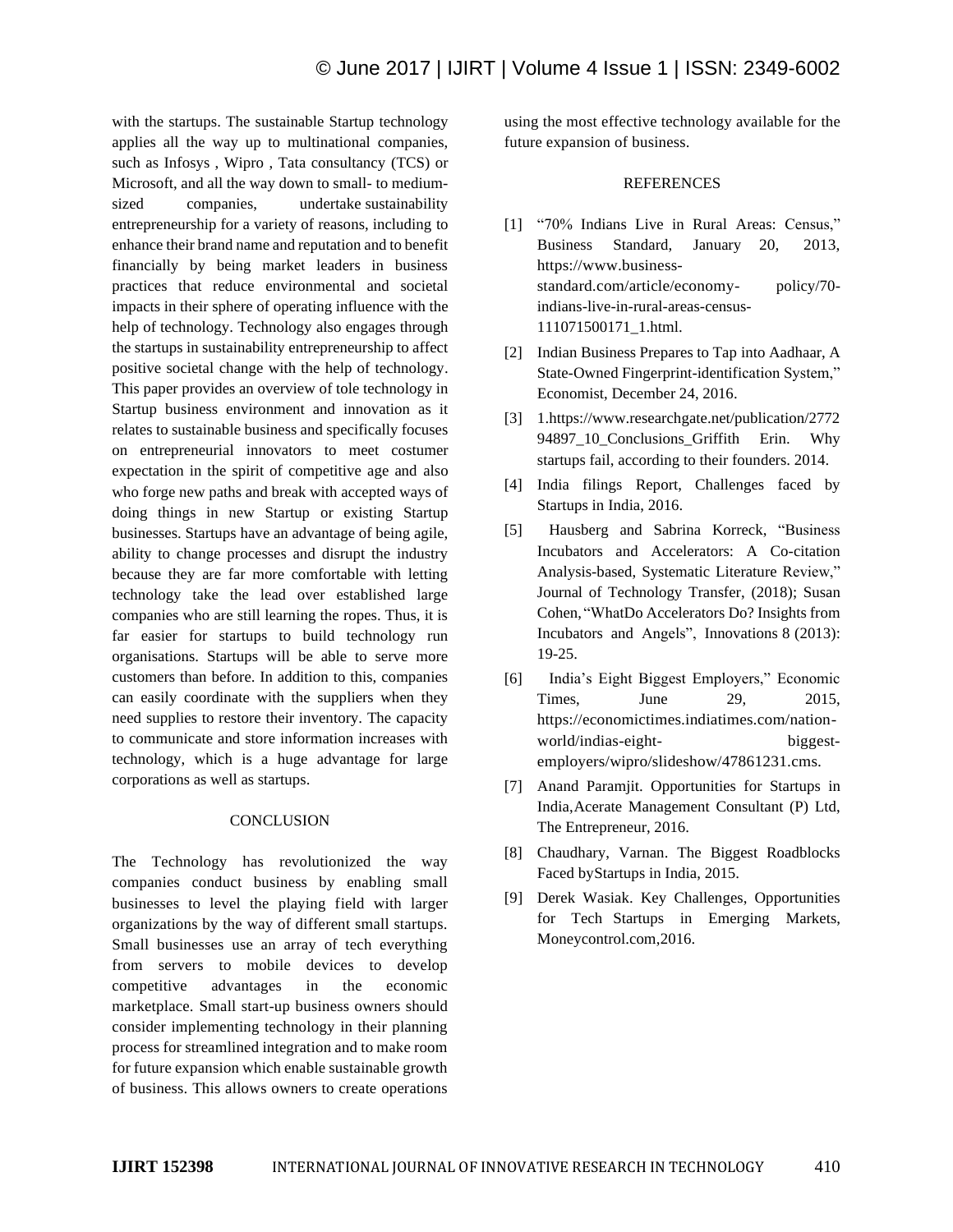with the startups. The sustainable Startup technology applies all the way up to multinational companies, such as Infosys , Wipro , Tata consultancy (TCS) or Microsoft, and all the way down to small- to medium-sized companies, undertake sustainability entrepreneurship for a variety of reasons, including to enhance their brand name and reputation and to benefit financially by being market leaders in business practices that reduce environmental and societal impacts in their sphere of operating influence with the help of technology. Technology also engages through the startups in sustainability entrepreneurship to affect positive societal change with the help of technology. This paper provides an overview of tole technology in Startup business environment and innovation as it relates to sustainable business and specifically focuses on entrepreneurial innovators to meet costumer expectation in the spirit of competitive age and also who forge new paths and break with accepted ways of doing things in new Startup or existing Startup businesses. Startups have an advantage of being agile, ability to change processes and disrupt the industry because they are far more comfortable with letting technology take the lead over established large companies who are still learning the ropes. Thus, it is far easier for startups to build technology run organisations. Startups will be able to serve more customers than before. In addition to this, companies can easily coordinate with the suppliers when they need supplies to restore their inventory. The capacity to communicate and store information increases with technology, which is a huge advantage for large corporations as well as startups.

## CONCLUSION

The Technology has revolutionized the way companies conduct business by enabling small businesses to level the playing field with larger organizations by the way of different small startups. Small businesses use an array of tech everything from servers to mobile devices to develop competitive advantages in the economic marketplace. Small start-up business owners should consider implementing technology in their planning process for streamlined integration and to make room for future expansion which enable sustainable growth of business. This allows owners to create operations using the most effective technology available for the future expansion of business.

## REFERENCES

[1] "70% Indians Live in Rural Areas: Census," Business Standard, January 20, 2013, https://www.business-standard.com/article/economy- policy/70-indians-live-in-rural-areas-census-111071500171_1.html.

[2] Indian Business Prepares to Tap into Aadhaar, A State-Owned Fingerprint-identification System," Economist, December 24, 2016.

[3] 1.https://www.researchgate.net/publication/277294897_10_Conclusions_Griffith Erin. Why startups fail, according to their founders. 2014.

[4] India filings Report, Challenges faced by Startups in India, 2016.

[5] Hausberg and Sabrina Korreck, "Business Incubators and Accelerators: A Co-citation Analysis-based, Systematic Literature Review," Journal of Technology Transfer, (2018); Susan Cohen, "WhatDo Accelerators Do? Insights from Incubators and Angels", Innovations 8 (2013): 19-25.

[6] India's Eight Biggest Employers," Economic Times, June 29, 2015, https://economictimes.indiatimes.com/nation-world/indias-eight- biggest-employers/wipro/slideshow/47861231.cms.

[7] Anand Paramjit. Opportunities for Startups in India,Acerate Management Consultant (P) Ltd, The Entrepreneur, 2016.

[8] Chaudhary, Varnan. The Biggest Roadblocks Faced byStartups in India, 2015.

[9] Derek Wasiak. Key Challenges, Opportunities for Tech Startups in Emerging Markets, Moneycontrol.com,2016.